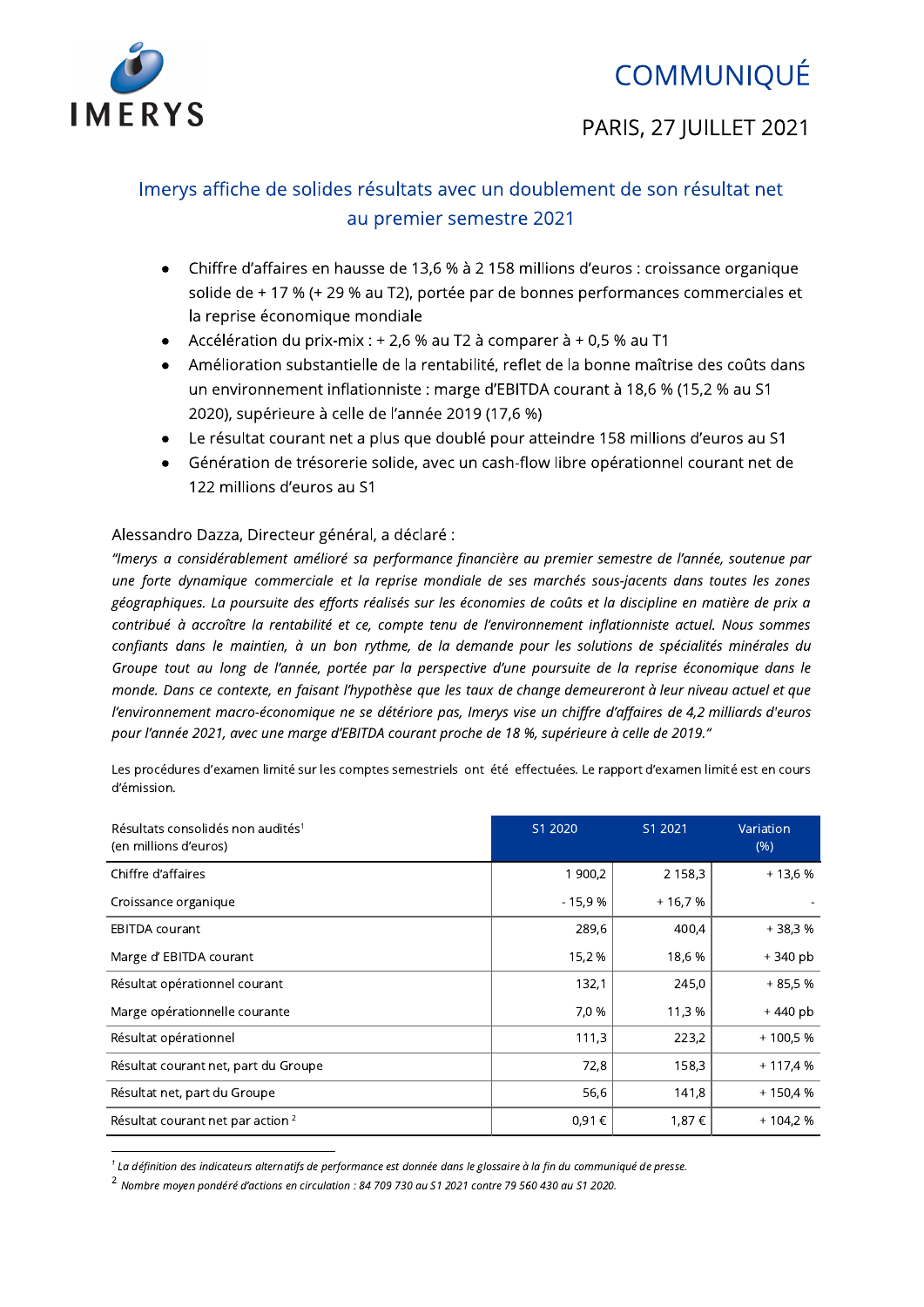IMERYS

# COMMUNIQUÉ

PARIS, 27 JUILLET 2021

## Imerys affiche de solides résultats avec un doublement de son résultat net au premier semestre 2021

- Chiffre d'affaires en hausse de 13,6 % à 2 158 millions d'euros : croissance organique solide de + 17 % (+ 29 % au T2), portée par de bonnes performances commerciales et la reprise économique mondiale
- Accélération du prix-mix : + 2,6 % au T2 à comparer à + 0,5 % au T1
- Amélioration substantielle de la rentabilité, reflet de la bonne maîtrise des coûts dans un environnement inflationniste : marge d'EBITDA courant à 18,6 % (15,2 % au S1 2020), supérieure à celle de l'année 2019 (17,6 %)
- Le résultat courant net a plus que doublé pour atteindre 158 millions d'euros au S1
- Génération de trésorerie solide, avec un cash-flow libre opérationnel courant net de 122 millions d'euros au S1

Alessandro Dazza, Directeur général, a déclaré :

*"Imerys a considérablement amélioré sa performance financière au premier semestre de l'année, soutenue par une forte dynamique commerciale et la reprise mondiale de ses marchés sous-jacents dans toutes les zones géographiques. La poursuite des efforts réalisés sur les économies de coûts et la discipline en matière de prix a contribué à accroître la rentabilité et ce, compte tenu de l'environnement inflationniste actuel. Nous sommes confiants dans le maintien, à un bon rythme, de la demande pour les solutions de spécialités minérales du Groupe tout au long de l'année, portée par la perspective d'une poursuite de la reprise économique dans le monde. Dans ce contexte, en faisant l'hypothèse que les taux de change demeureront à leur niveau actuel et que l'environnement macro-économique ne se détériore pas, Imerys vise un chiffre d'affaires de 4,2 milliards d'euros pour l'année 2021, avec une marge d'EBITDA courant proche de 18 %, supérieure à celle de 2019."*

Les procédures d'examen limité sur les comptes semestriels ont été effectuées. Le rapport d'examen limité est en cours d'émission.

| Résultats consolidés non audités[1] (en millions d'euros) | S1 2020 | S1 2021 | Variation (%) |
|---|---|---|---|
| Chiffre d'affaires | 1 900,2 | 2 158,3 | + 13,6 % |
| Croissance organique | - 15,9 % | + 16,7 % | - |
| EBITDA courant | 289,6 | 400,4 | + 38,3 % |
| Marge d' EBITDA courant | 15,2 % | 18,6 % | + 340 pb |
| Résultat opérationnel courant | 132,1 | 245,0 | + 85,5 % |
| Marge opérationnelle courante | 7,0 % | 11,3 % | + 440 pb |
| Résultat opérationnel | 111,3 | 223,2 | + 100,5 % |
| Résultat courant net, part du Groupe | 72,8 | 158,3 | + 117,4 % |
| Résultat net, part du Groupe | 56,6 | 141,8 | + 150,4 % |
| Résultat courant net par action [2] | 0,91 € | 1,87 € | + 104,2 % |

[1] *La définition des indicateurs alternatifs de performance est donnée dans le glossaire à la fin du communiqué de presse.*

[2] *Nombre moyen pondéré d'actions en circulation : 84 709 730 au S1 2021 contre 79 560 430 au S1 2020.*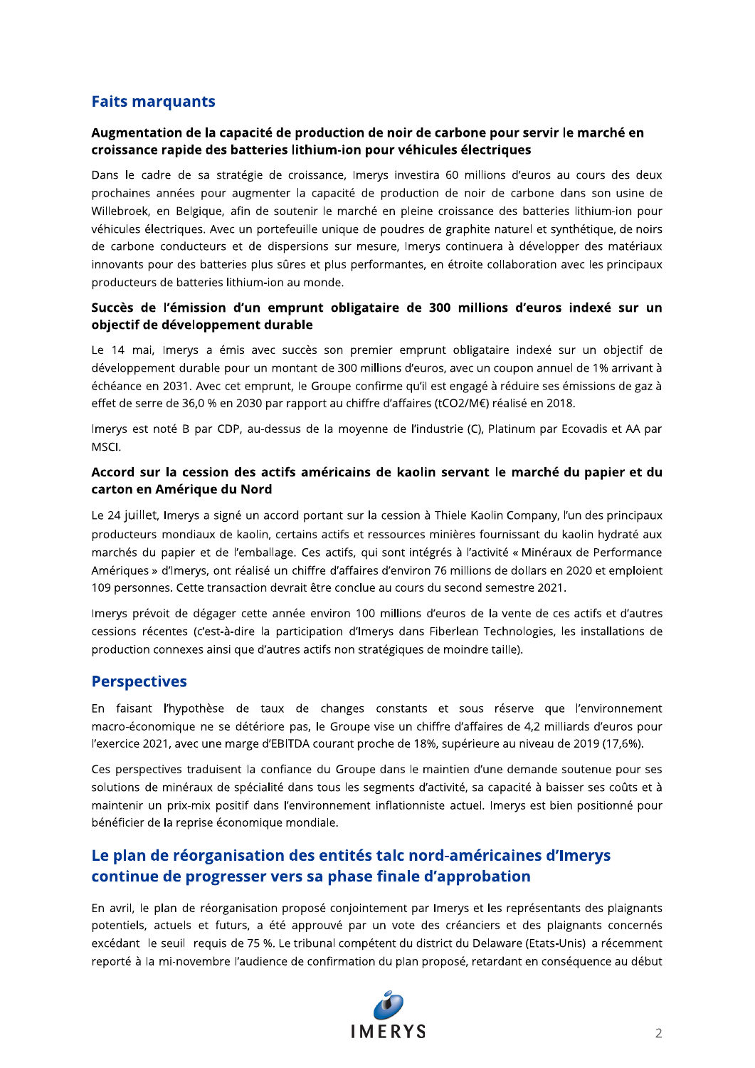## Faits marquants

### Augmentation de la capacité de production de noir de carbone pour servir le marché en croissance rapide des batteries lithium-ion pour véhicules électriques

Dans le cadre de sa stratégie de croissance, Imerys investira 60 millions d'euros au cours des deux prochaines années pour augmenter la capacité de production de noir de carbone dans son usine de Willebroek, en Belgique, afin de soutenir le marché en pleine croissance des batteries lithium-ion pour véhicules électriques. Avec un portefeuille unique de poudres de graphite naturel et synthétique, de noirs de carbone conducteurs et de dispersions sur mesure, Imerys continuera à développer des matériaux innovants pour des batteries plus sûres et plus performantes, en étroite collaboration avec les principaux producteurs de batteries lithium-ion au monde.

### Succès de l'émission d'un emprunt obligataire de 300 millions d'euros indexé sur un objectif de développement durable

Le 14 mai, Imerys a émis avec succès son premier emprunt obligataire indexé sur un objectif de développement durable pour un montant de 300 millions d'euros, avec un coupon annuel de 1% arrivant à échéance en 2031. Avec cet emprunt, le Groupe confirme qu'il est engagé à réduire ses émissions de gaz à effet de serre de 36,0 % en 2030 par rapport au chiffre d'affaires (t$CO_2$/M€) réalisé en 2018.

Imerys est noté B par CDP, au-dessus de la moyenne de l'industrie (C), Platinum par Ecovadis et AA par MSCI.

### Accord sur la cession des actifs américains de kaolin servant le marché du papier et du carton en Amérique du Nord

Le 24 juillet, Imerys a signé un accord portant sur la cession à Thiele Kaolin Company, l'un des principaux producteurs mondiaux de kaolin, certains actifs et ressources minières fournissant du kaolin hydraté aux marchés du papier et de l'emballage. Ces actifs, qui sont intégrés à l'activité « Minéraux de Performance Amériques » d'Imerys, ont réalisé un chiffre d'affaires d'environ 76 millions de dollars en 2020 et emploient 109 personnes. Cette transaction devrait être conclue au cours du second semestre 2021.

Imerys prévoit de dégager cette année environ 100 millions d'euros de la vente de ces actifs et d'autres cessions récentes (c'est-à-dire la participation d'Imerys dans Fiberlean Technologies, les installations de production connexes ainsi que d'autres actifs non stratégiques de moindre taille).

## Perspectives

En faisant l'hypothèse de taux de changes constants et sous réserve que l'environnement macro-économique ne se détériore pas, le Groupe vise un chiffre d'affaires de 4,2 milliards d'euros pour l'exercice 2021, avec une marge d'EBITDA courant proche de 18%, supérieure au niveau de 2019 (17,6%).

Ces perspectives traduisent la confiance du Groupe dans le maintien d'une demande soutenue pour ses solutions de minéraux de spécialité dans tous les segments d'activité, sa capacité à baisser ses coûts et à maintenir un prix-mix positif dans l'environnement inflationniste actuel. Imerys est bien positionné pour bénéficier de la reprise économique mondiale.

## Le plan de réorganisation des entités talc nord-américaines d'Imerys continue de progresser vers sa phase finale d'approbation

En avril, le plan de réorganisation proposé conjointement par Imerys et les représentants des plaignants potentiels, actuels et futurs, a été approuvé par un vote des créanciers et des plaignants concernés excédant le seuil requis de 75 %. Le tribunal compétent du district du Delaware (Etats-Unis) a récemment reporté à la mi-novembre l'audience de confirmation du plan proposé, retardant en conséquence au début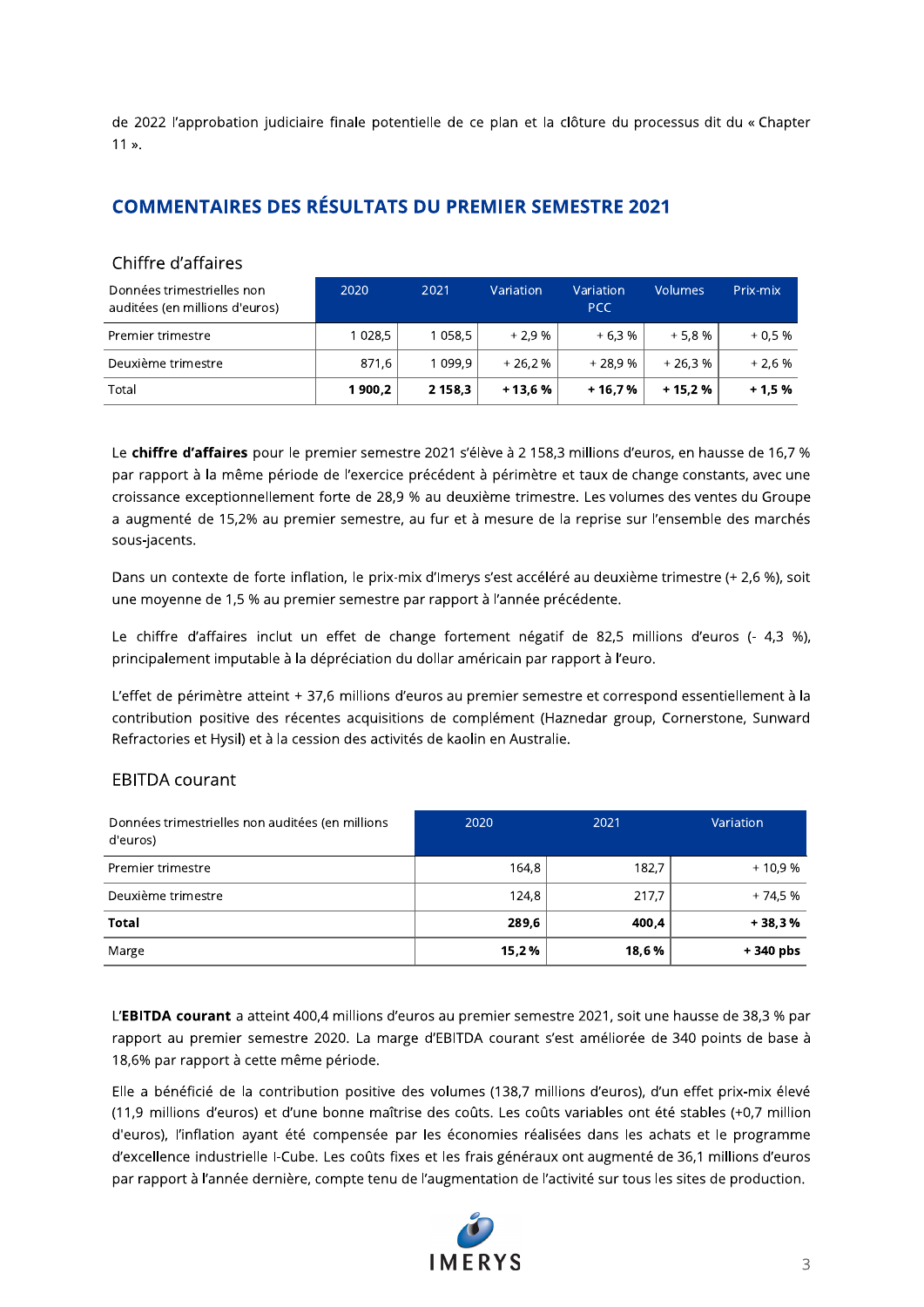de 2022 l'approbation judiciaire finale potentielle de ce plan et la clôture du processus dit du « Chapter 11 ».

## COMMENTAIRES DES RÉSULTATS DU PREMIER SEMESTRE 2021

### Chiffre d'affaires

| Données trimestrielles non auditées (en millions d'euros) | 2020 | 2021 | Variation | Variation PCC | Volumes | Prix-mix |
|---|---|---|---|---|---|---|
| Premier trimestre | 1 028,5 | 1 058,5 | + 2,9 % | + 6,3 % | + 5,8 % | + 0,5 % |
| Deuxième trimestre | 871,6 | 1 099,9 | + 26,2 % | + 28,9 % | + 26,3 % | + 2,6 % |
| Total | **1 900,2** | **2 158,3** | **+ 13,6 %** | **+ 16,7 %** | **+ 15,2 %** | **+ 1,5 %** |

Le **chiffre d'affaires** pour le premier semestre 2021 s'élève à 2 158,3 millions d'euros, en hausse de 16,7 % par rapport à la même période de l'exercice précédent à périmètre et taux de change constants, avec une croissance exceptionnellement forte de 28,9 % au deuxième trimestre. Les volumes des ventes du Groupe a augmenté de 15,2% au premier semestre, au fur et à mesure de la reprise sur l'ensemble des marchés sous-jacents.

Dans un contexte de forte inflation, le prix-mix d'Imerys s'est accéléré au deuxième trimestre (+ 2,6 %), soit une moyenne de 1,5 % au premier semestre par rapport à l'année précédente.

Le chiffre d'affaires inclut un effet de change fortement négatif de 82,5 millions d'euros (- 4,3 %), principalement imputable à la dépréciation du dollar américain par rapport à l'euro.

L'effet de périmètre atteint + 37,6 millions d'euros au premier semestre et correspond essentiellement à la contribution positive des récentes acquisitions de complément (Haznedar group, Cornerstone, Sunward Refractories et Hysil) et à la cession des activités de kaolin en Australie.

### EBITDA courant

| Données trimestrielles non auditées (en millions d'euros) | 2020 | 2021 | Variation |
|---|---|---|---|
| Premier trimestre | 164,8 | 182,7 | + 10,9 % |
| Deuxième trimestre | 124,8 | 217,7 | + 74,5 % |
| **Total** | **289,6** | **400,4** | **+ 38,3 %** |
| Marge | **15,2 %** | **18,6 %** | **+ 340 pbs** |

L'**EBITDA courant** a atteint 400,4 millions d'euros au premier semestre 2021, soit une hausse de 38,3 % par rapport au premier semestre 2020. La marge d'EBITDA courant s'est améliorée de 340 points de base à 18,6% par rapport à cette même période.

Elle a bénéficié de la contribution positive des volumes (138,7 millions d'euros), d'un effet prix-mix élevé (11,9 millions d'euros) et d'une bonne maîtrise des coûts. Les coûts variables ont été stables (+0,7 million d'euros), l'inflation ayant été compensée par les économies réalisées dans les achats et le programme d'excellence industrielle I-Cube. Les coûts fixes et les frais généraux ont augmenté de 36,1 millions d'euros par rapport à l'année dernière, compte tenu de l'augmentation de l'activité sur tous les sites de production.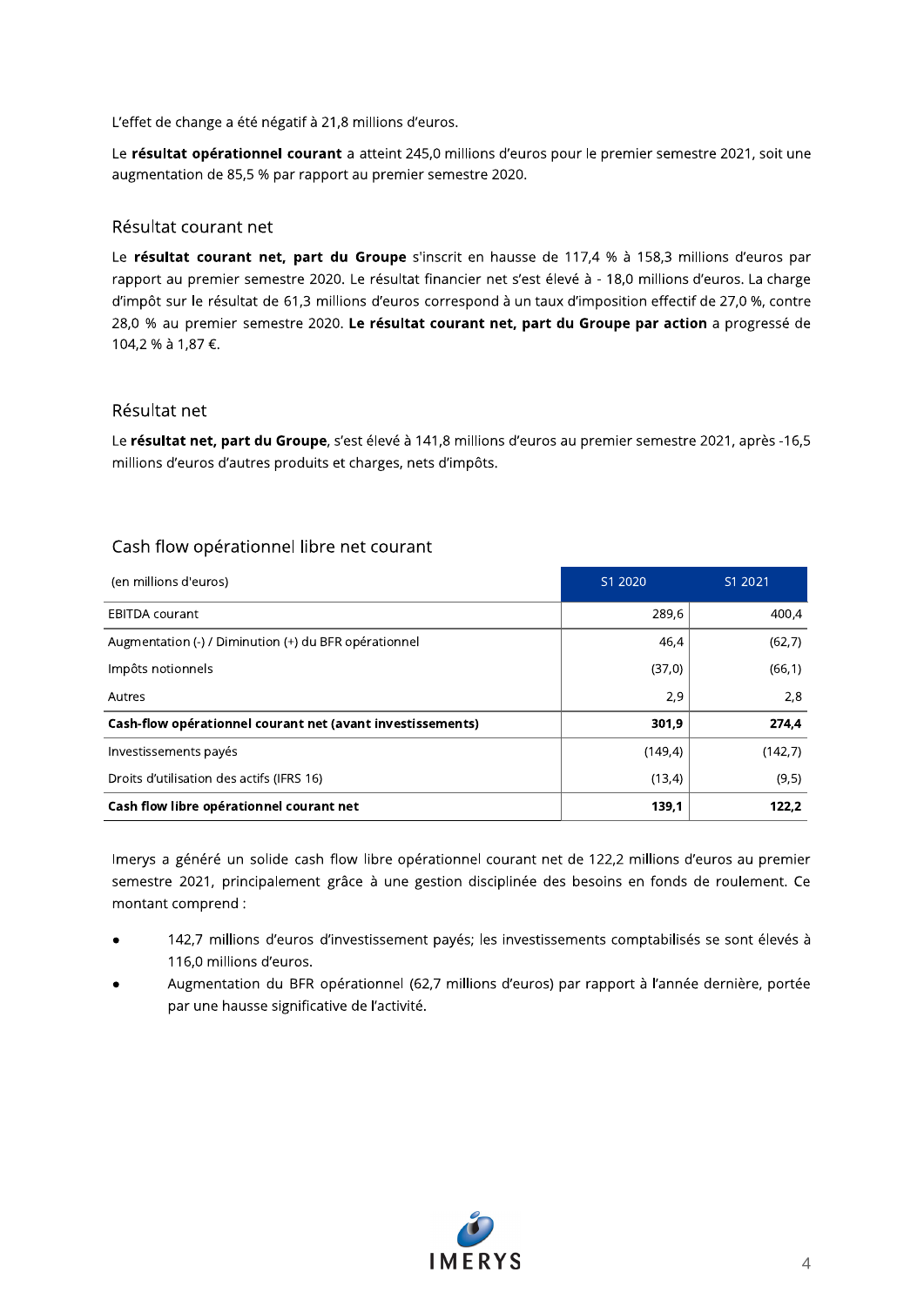L'effet de change a été négatif à 21,8 millions d'euros.

Le **résultat opérationnel courant** a atteint 245,0 millions d'euros pour le premier semestre 2021, soit une augmentation de 85,5 % par rapport au premier semestre 2020.

## Résultat courant net

Le **résultat courant net, part du Groupe** s'inscrit en hausse de 117,4 % à 158,3 millions d'euros par rapport au premier semestre 2020. Le résultat financier net s'est élevé à - 18,0 millions d'euros. La charge d'impôt sur le résultat de 61,3 millions d'euros correspond à un taux d'imposition effectif de 27,0 %, contre 28,0 % au premier semestre 2020. **Le résultat courant net, part du Groupe par action** a progressé de 104,2 % à 1,87 €.

## Résultat net

Le **résultat net, part du Groupe**, s'est élevé à 141,8 millions d'euros au premier semestre 2021, après -16,5 millions d'euros d'autres produits et charges, nets d'impôts.

## Cash flow opérationnel libre net courant

| (en millions d'euros) | S1 2020 | S1 2021 |
|---|---|---|
| EBITDA courant | 289,6 | 400,4 |
| Augmentation (-) / Diminution (+) du BFR opérationnel | 46,4 | (62,7) |
| Impôts notionnels | (37,0) | (66,1) |
| Autres | 2,9 | 2,8 |
| **Cash-flow opérationnel courant net (avant investissements)** | **301,9** | **274,4** |
| Investissements payés | (149,4) | (142,7) |
| Droits d'utilisation des actifs (IFRS 16) | (13,4) | (9,5) |
| **Cash flow libre opérationnel courant net** | **139,1** | **122,2** |

Imerys a généré un solide cash flow libre opérationnel courant net de 122,2 millions d'euros au premier semestre 2021, principalement grâce à une gestion disciplinée des besoins en fonds de roulement. Ce montant comprend :

- 142,7 millions d'euros d'investissement payés; les investissements comptabilisés se sont élevés à 116,0 millions d'euros.
- Augmentation du BFR opérationnel (62,7 millions d'euros) par rapport à l'année dernière, portée par une hausse significative de l'activité.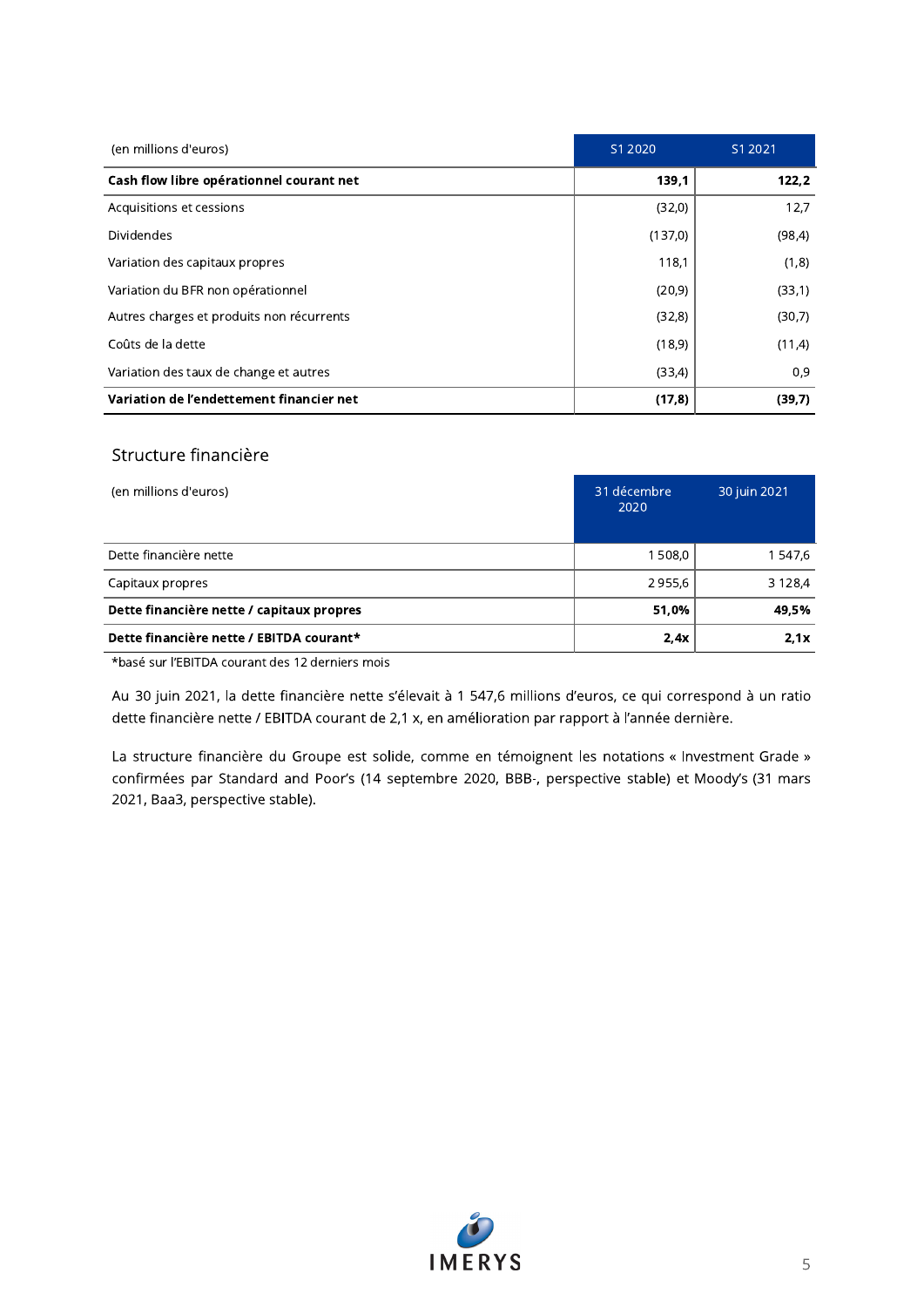| (en millions d'euros) | S1 2020 | S1 2021 |
|---|---|---|
| **Cash flow libre opérationnel courant net** | **139,1** | **122,2** |
| Acquisitions et cessions | (32,0) | 12,7 |
| Dividendes | (137,0) | (98,4) |
| Variation des capitaux propres | 118,1 | (1,8) |
| Variation du BFR non opérationnel | (20,9) | (33,1) |
| Autres charges et produits non récurrents | (32,8) | (30,7) |
| Coûts de la dette | (18,9) | (11,4) |
| Variation des taux de change et autres | (33,4) | 0,9 |
| **Variation de l'endettement financier net** | **(17,8)** | **(39,7)** |

## Structure financière

| (en millions d'euros) | 31 décembre 2020 | 30 juin 2021 |
|---|---|---|
| Dette financière nette | 1 508,0 | 1 547,6 |
| Capitaux propres | 2 955,6 | 3 128,4 |
| **Dette financière nette / capitaux propres** | **51,0%** | **49,5%** |
| **Dette financière nette / EBITDA courant*** | **2,4x** | **2,1x** |

*basé sur l'EBITDA courant des 12 derniers mois

Au 30 juin 2021, la dette financière nette s'élevait à 1 547,6 millions d'euros, ce qui correspond à un ratio dette financière nette / EBITDA courant de 2,1 x, en amélioration par rapport à l'année dernière.

La structure financière du Groupe est solide, comme en témoignent les notations « Investment Grade » confirmées par Standard and Poor's (14 septembre 2020, BBB-, perspective stable) et Moody's (31 mars 2021, Baa3, perspective stable).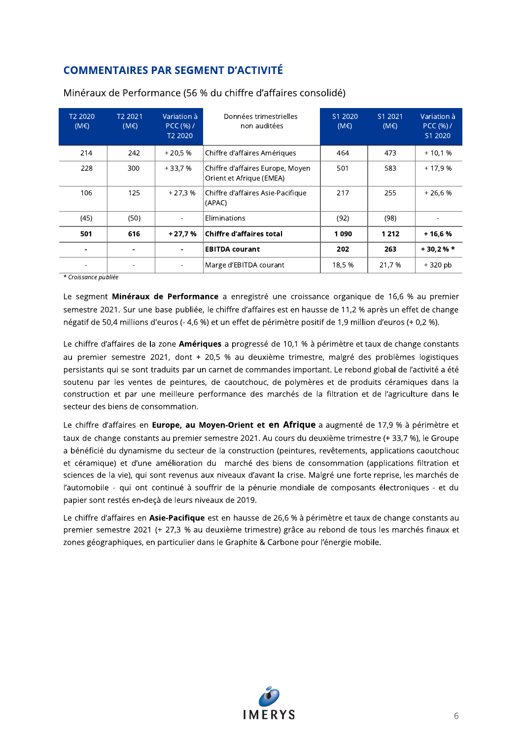## COMMENTAIRES PAR SEGMENT D'ACTIVITÉ

Minéraux de Performance (56 % du chiffre d'affaires consolidé)

| T2 2020 (M€) | T2 2021 (M€) | Variation à PCC (%) / T2 2020 | Données trimestrielles non auditées | S1 2020 (M€) | S1 2021 (M€) | Variation à PCC (%) / S1 2020 |
|---|---|---|---|---|---|---|
| 214 | 242 | + 20,5 % | Chiffre d'affaires Amériques | 464 | 473 | + 10,1 % |
| 228 | 300 | + 33,7 % | Chiffre d'affaires Europe, Moyen Orient et Afrique (EMEA) | 501 | 583 | + 17,9 % |
| 106 | 125 | + 27,3 % | Chiffre d'affaires Asie-Pacifique (APAC) | 217 | 255 | + 26,6 % |
| (45) | (50) | - | Eliminations | (92) | (98) | - |
| **501** | **616** | **+ 27,7 %** | **Chiffre d'affaires total** | **1 090** | **1 212** | **+ 16,6 %** |
| **-** | **-** | **-** | **EBITDA courant** | **202** | **263** | **+ 30,2 % *** |
| - | - | - | Marge d'EBITDA courant | 18,5 % | 21,7 % | + 320 pb |

*\* Croissance publiée*

Le segment **Minéraux de Performance** a enregistré une croissance organique de 16,6 % au premier semestre 2021. Sur une base publiée, le chiffre d'affaires est en hausse de 11,2 % après un effet de change négatif de 50,4 millions d'euros (- 4,6 %) et un effet de périmètre positif de 1,9 million d'euros (+ 0,2 %).

Le chiffre d'affaires de la zone **Amériques** a progressé de 10,1 % à périmètre et taux de change constants au premier semestre 2021, dont + 20,5 % au deuxième trimestre, malgré des problèmes logistiques persistants qui se sont traduits par un carnet de commandes important. Le rebond global de l'activité a été soutenu par les ventes de peintures, de caoutchouc, de polymères et de produits céramiques dans la construction et par une meilleure performance des marchés de la filtration et de l'agriculture dans le secteur des biens de consommation.

Le chiffre d'affaires en **Europe, au Moyen-Orient et en Afrique** a augmenté de 17,9 % à périmètre et taux de change constants au premier semestre 2021. Au cours du deuxième trimestre (+ 33,7 %), le Groupe a bénéficié du dynamisme du secteur de la construction (peintures, revêtements, applications caoutchouc et céramique) et d'une amélioration du marché des biens de consommation (applications filtration et sciences de la vie), qui sont revenus aux niveaux d'avant la crise. Malgré une forte reprise, les marchés de l'automobile - qui ont continué à souffrir de la pénurie mondiale de composants électroniques - et du papier sont restés en-deçà de leurs niveaux de 2019.

Le chiffre d'affaires en **Asie-Pacifique** est en hausse de 26,6 % à périmètre et taux de change constants au premier semestre 2021 (+ 27,3 % au deuxième trimestre) grâce au rebond de tous les marchés finaux et zones géographiques, en particulier dans le Graphite & Carbone pour l'énergie mobile.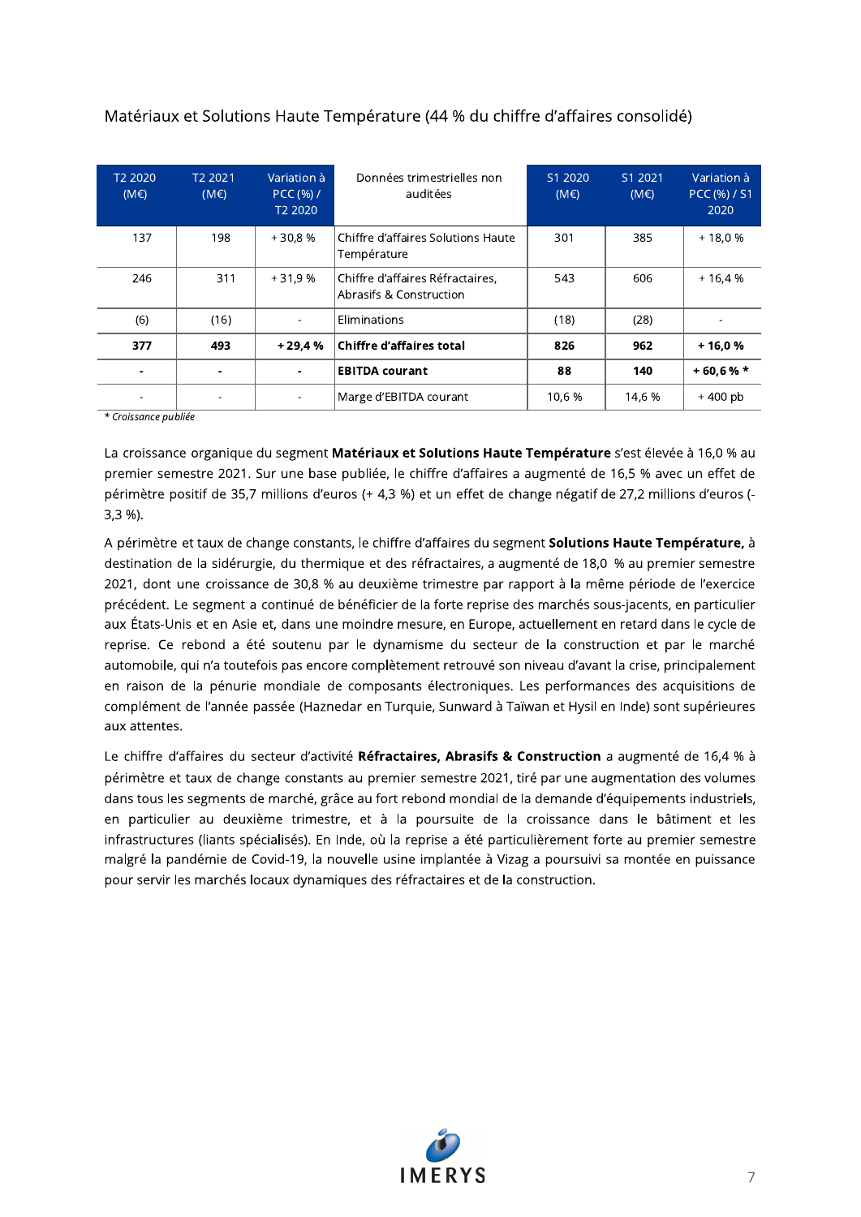## Matériaux et Solutions Haute Température (44 % du chiffre d'affaires consolidé)

| T2 2020 (M€) | T2 2021 (M€) | Variation à PCC (%) / T2 2020 | Données trimestrielles non auditées | S1 2020 (M€) | S1 2021 (M€) | Variation à PCC (%) / S1 2020 |
|---|---|---|---|---|---|---|
| 137 | 198 | + 30,8 % | Chiffre d'affaires Solutions Haute Température | 301 | 385 | + 18,0 % |
| 246 | 311 | + 31,9 % | Chiffre d'affaires Réfractaires, Abrasifs & Construction | 543 | 606 | + 16,4 % |
| (6) | (16) | - | Eliminations | (18) | (28) | - |
| **377** | **493** | **+ 29,4 %** | **Chiffre d'affaires total** | **826** | **962** | **+ 16,0 %** |
| **-** | **-** | **-** | **EBITDA courant** | **88** | **140** | **+ 60,6 % \*** |
| - | - | - | Marge d'EBITDA courant | 10,6 % | 14,6 % | + 400 pb |

*\* Croissance publiée*

La croissance organique du segment **Matériaux et Solutions Haute Température** s'est élevée à 16,0 % au premier semestre 2021. Sur une base publiée, le chiffre d'affaires a augmenté de 16,5 % avec un effet de périmètre positif de 35,7 millions d'euros (+ 4,3 %) et un effet de change négatif de 27,2 millions d'euros (-3,3 %).

A périmètre et taux de change constants, le chiffre d'affaires du segment **Solutions Haute Température,** à destination de la sidérurgie, du thermique et des réfractaires, a augmenté de 18,0 % au premier semestre 2021, dont une croissance de 30,8 % au deuxième trimestre par rapport à la même période de l'exercice précédent. Le segment a continué de bénéficier de la forte reprise des marchés sous-jacents, en particulier aux États-Unis et en Asie et, dans une moindre mesure, en Europe, actuellement en retard dans le cycle de reprise. Ce rebond a été soutenu par le dynamisme du secteur de la construction et par le marché automobile, qui n'a toutefois pas encore complètement retrouvé son niveau d'avant la crise, principalement en raison de la pénurie mondiale de composants électroniques. Les performances des acquisitions de complément de l'année passée (Haznedar en Turquie, Sunward à Taïwan et Hysil en Inde) sont supérieures aux attentes.

Le chiffre d'affaires du secteur d'activité **Réfractaires, Abrasifs & Construction** a augmenté de 16,4 % à périmètre et taux de change constants au premier semestre 2021, tiré par une augmentation des volumes dans tous les segments de marché, grâce au fort rebond mondial de la demande d'équipements industriels, en particulier au deuxième trimestre, et à la poursuite de la croissance dans le bâtiment et les infrastructures (liants spécialisés). En Inde, où la reprise a été particulièrement forte au premier semestre malgré la pandémie de Covid-19, la nouvelle usine implantée à Vizag a poursuivi sa montée en puissance pour servir les marchés locaux dynamiques des réfractaires et de la construction.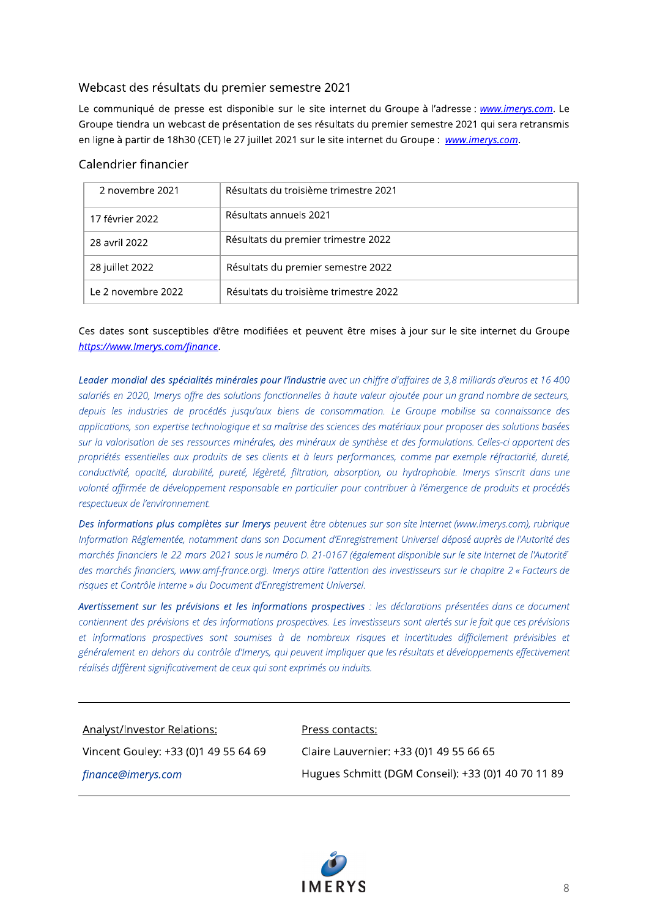## Webcast des résultats du premier semestre 2021

Le communiqué de presse est disponible sur le site internet du Groupe à l'adresse : [www.imerys.com](http://www.imerys.com). Le Groupe tiendra un webcast de présentation de ses résultats du premier semestre 2021 qui sera retransmis en ligne à partir de 18h30 (CET) le 27 juillet 2021 sur le site internet du Groupe : [www.imerys.com](http://www.imerys.com).

## Calendrier financier

| | |
|---|---|
| 2 novembre 2021 | Résultats du troisième trimestre 2021 |
| 17 février 2022 | Résultats annuels 2021 |
| 28 avril 2022 | Résultats du premier trimestre 2022 |
| 28 juillet 2022 | Résultats du premier semestre 2022 |
| Le 2 novembre 2022 | Résultats du troisième trimestre 2022 |

Ces dates sont susceptibles d'être modifiées et peuvent être mises à jour sur le site internet du Groupe [https://www.Imerys.com/finance](https://www.Imerys.com/finance).

***Leader mondial des spécialités minérales pour l'industrie*** *avec un chiffre d'affaires de 3,8 milliards d'euros et 16 400 salariés en 2020, Imerys offre des solutions fonctionnelles à haute valeur ajoutée pour un grand nombre de secteurs, depuis les industries de procédés jusqu'aux biens de consommation. Le Groupe mobilise sa connaissance des applications, son expertise technologique et sa maîtrise des sciences des matériaux pour proposer des solutions basées sur la valorisation de ses ressources minérales, des minéraux de synthèse et des formulations. Celles-ci apportent des propriétés essentielles aux produits de ses clients et à leurs performances, comme par exemple réfractarité, dureté, conductivité, opacité, durabilité, pureté, légèreté, filtration, absorption, ou hydrophobie. Imerys s'inscrit dans une volonté affirmée de développement responsable en particulier pour contribuer à l'émergence de produits et procédés respectueux de l'environnement.*

***Des informations plus complètes sur Imerys*** *peuvent être obtenues sur son site Internet (www.imerys.com), rubrique Information Réglementée, notamment dans son Document d'Enregistrement Universel déposé auprès de l'Autorité des marchés financiers le 22 mars 2021 sous le numéro D. 21-0167 (également disponible sur le site Internet de l'Autorité des marchés financiers, www.amf-france.org). Imerys attire l'attention des investisseurs sur le chapitre 2 « Facteurs de risques et Contrôle Interne » du Document d'Enregistrement Universel.*

***Avertissement sur les prévisions et les informations prospectives*** *: les déclarations présentées dans ce document contiennent des prévisions et des informations prospectives. Les investisseurs sont alertés sur le fait que ces prévisions et informations prospectives sont soumises à de nombreux risques et incertitudes difficilement prévisibles et généralement en dehors du contrôle d'Imerys, qui peuvent impliquer que les résultats et développements effectivement réalisés diffèrent significativement de ceux qui sont exprimés ou induits.*

---

Analyst/Investor Relations:

Vincent Gouley: +33 (0)1 49 55 64 69

*finance@imerys.com*

Press contacts:

Claire Lauvernier: +33 (0)1 49 55 66 65

Hugues Schmitt (DGM Conseil): +33 (0)1 40 70 11 89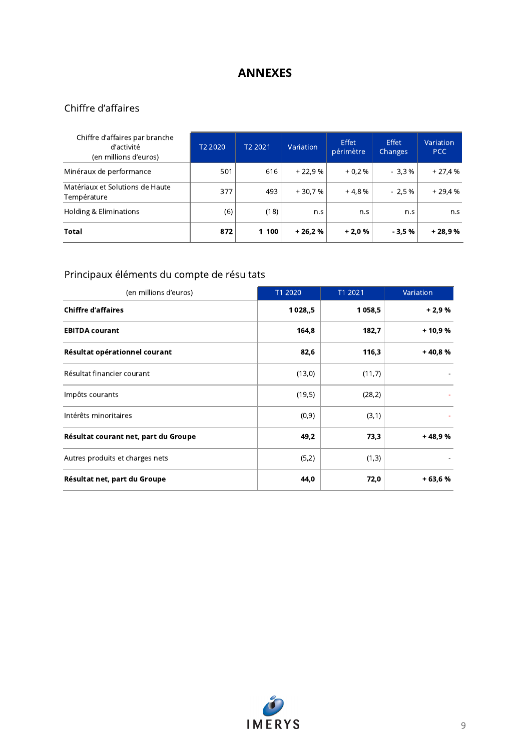# ANNEXES

## Chiffre d'affaires

| Chiffre d'affaires par branche d'activité (en millions d'euros) | T2 2020 | T2 2021 | Variation | Effet périmètre | Effet Changes | Variation PCC |
|---|---|---|---|---|---|---|
| Minéraux de performance | 501 | 616 | + 22,9 % | + 0,2 % | - 3,3 % | + 27,4 % |
| Matériaux et Solutions de Haute Température | 377 | 493 | + 30,7 % | + 4,8 % | - 2,5 % | + 29,4 % |
| Holding & Eliminations | (6) | (18) | n.s | n.s | n.s | n.s |
| **Total** | **872** | **1 100** | **+ 26,2 %** | **+ 2,0 %** | **- 3,5 %** | **+ 28,9 %** |

## Principaux éléments du compte de résultats

| (en millions d'euros) | T1 2020 | T1 2021 | Variation |
|---|---|---|---|
| **Chiffre d'affaires** | **1 028,,5** | **1 058,5** | **+ 2,9 %** |
| **EBITDA courant** | **164,8** | **182,7** | **+ 10,9 %** |
| **Résultat opérationnel courant** | **82,6** | **116,3** | **+ 40,8 %** |
| Résultat financier courant | (13,0) | (11,7) | - |
| Impôts courants | (19,5) | (28,2) | - |
| Intérêts minoritaires | (0,9) | (3,1) | - |
| **Résultat courant net, part du Groupe** | **49,2** | **73,3** | **+ 48,9 %** |
| Autres produits et charges nets | (5,2) | (1,3) | - |
| **Résultat net, part du Groupe** | **44,0** | **72,0** | **+ 63,6 %** |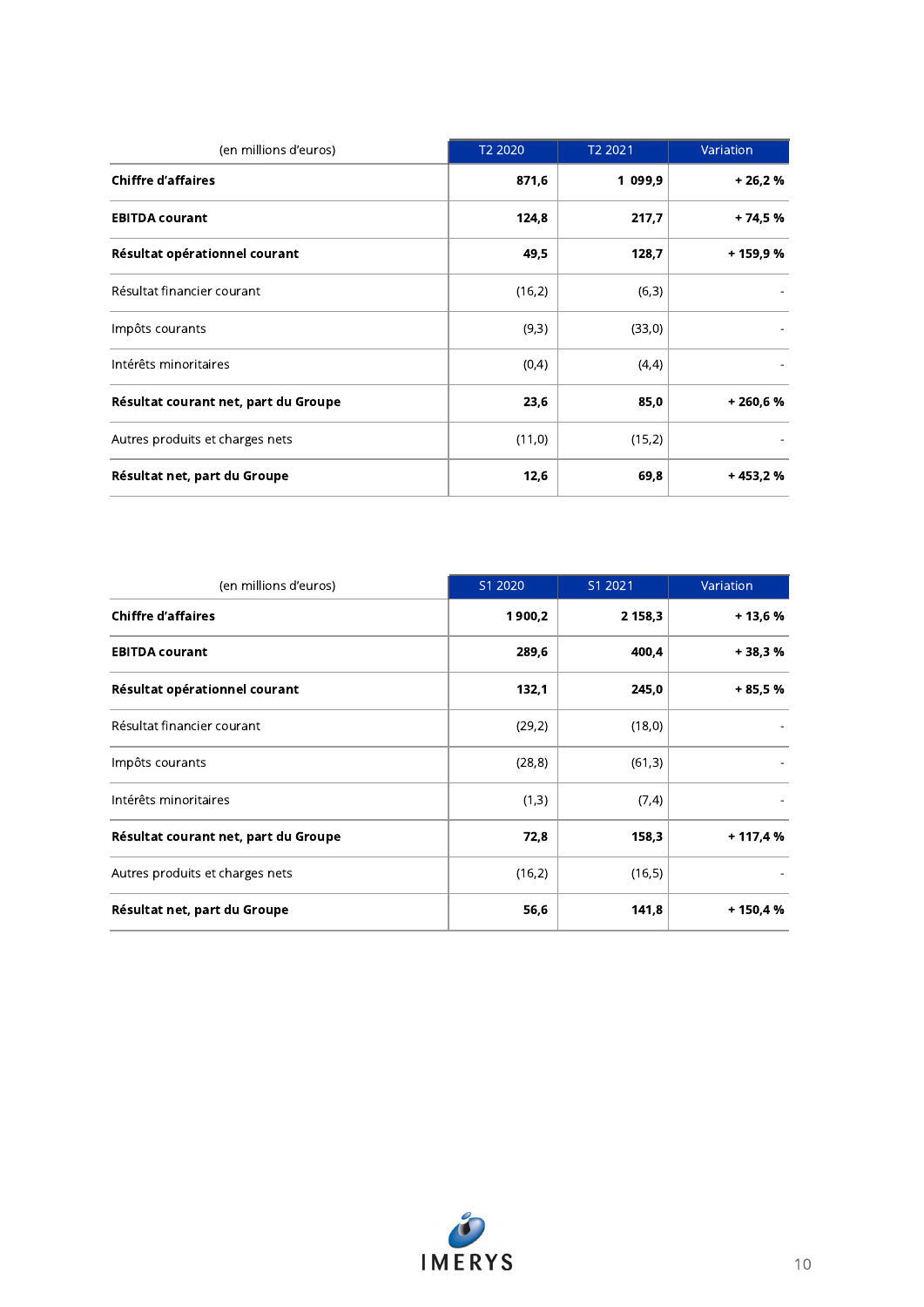| (en millions d’euros) | T2 2020 | T2 2021 | Variation |
|---|---|---|---|
| **Chiffre d’affaires** | **871,6** | **1 099,9** | **+ 26,2 %** |
| **EBITDA courant** | **124,8** | **217,7** | **+ 74,5 %** |
| **Résultat opérationnel courant** | **49,5** | **128,7** | **+ 159,9 %** |
| Résultat financier courant | (16,2) | (6,3) | - |
| Impôts courants | (9,3) | (33,0) | - |
| Intérêts minoritaires | (0,4) | (4,4) | - |
| **Résultat courant net, part du Groupe** | **23,6** | **85,0** | **+ 260,6 %** |
| Autres produits et charges nets | (11,0) | (15,2) | - |
| **Résultat net, part du Groupe** | **12,6** | **69,8** | **+ 453,2 %** |

| (en millions d’euros) | S1 2020 | S1 2021 | Variation |
|---|---|---|---|
| **Chiffre d’affaires** | **1 900,2** | **2 158,3** | **+ 13,6 %** |
| **EBITDA courant** | **289,6** | **400,4** | **+ 38,3 %** |
| **Résultat opérationnel courant** | **132,1** | **245,0** | **+ 85,5 %** |
| Résultat financier courant | (29,2) | (18,0) | - |
| Impôts courants | (28,8) | (61,3) | - |
| Intérêts minoritaires | (1,3) | (7,4) | - |
| **Résultat courant net, part du Groupe** | **72,8** | **158,3** | **+ 117,4 %** |
| Autres produits et charges nets | (16,2) | (16,5) | - |
| **Résultat net, part du Groupe** | **56,6** | **141,8** | **+ 150,4 %** |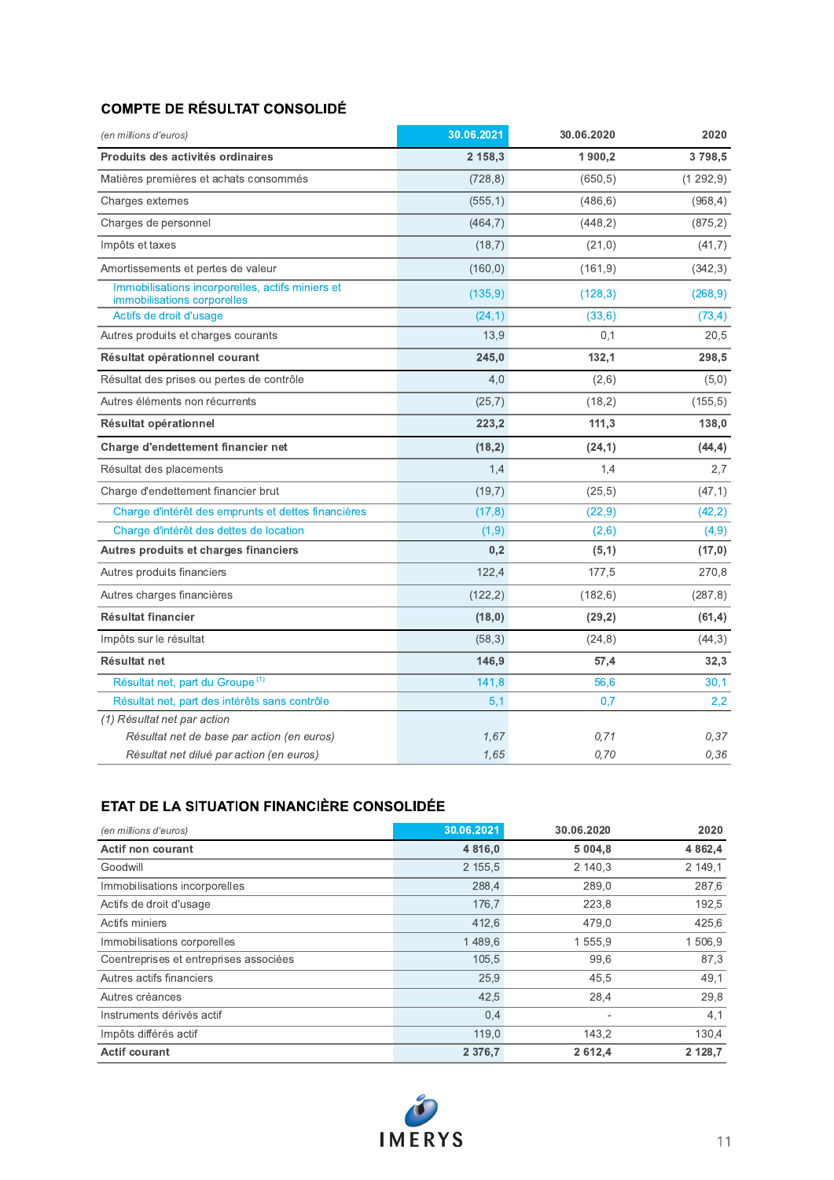## COMPTE DE RÉSULTAT CONSOLIDÉ

| *(en millions d'euros)* | 30.06.2021 | 30.06.2020 | 2020 |
|---|---|---|---|
| **Produits des activités ordinaires** | **2 158,3** | **1 900,2** | **3 798,5** |
| Matières premières et achats consommés | (728,8) | (650,5) | (1 292,9) |
| Charges externes | (555,1) | (486,6) | (968,4) |
| Charges de personnel | (464,7) | (448,2) | (875,2) |
| Impôts et taxes | (18,7) | (21,0) | (41,7) |
| Amortissements et pertes de valeur | (160,0) | (161,9) | (342,3) |
| Immobilisations incorporelles, actifs miniers et immobilisations corporelles | (135,9) | (128,3) | (268,9) |
| Actifs de droit d'usage | (24,1) | (33,6) | (73,4) |
| Autres produits et charges courants | 13,9 | 0,1 | 20,5 |
| **Résultat opérationnel courant** | **245,0** | **132,1** | **298,5** |
| Résultat des prises ou pertes de contrôle | 4,0 | (2,6) | (5,0) |
| Autres éléments non récurrents | (25,7) | (18,2) | (155,5) |
| **Résultat opérationnel** | **223,2** | **111,3** | **138,0** |
| **Charge d'endettement financier net** | **(18,2)** | **(24,1)** | **(44,4)** |
| Résultat des placements | 1,4 | 1,4 | 2,7 |
| Charge d'endettement financier brut | (19,7) | (25,5) | (47,1) |
| Charge d'intérêt des emprunts et dettes financières | (17,8) | (22,9) | (42,2) |
| Charge d'intérêt des dettes de location | (1,9) | (2,6) | (4,9) |
| **Autres produits et charges financiers** | **0,2** | **(5,1)** | **(17,0)** |
| Autres produits financiers | 122,4 | 177,5 | 270,8 |
| Autres charges financières | (122,2) | (182,6) | (287,8) |
| **Résultat financier** | **(18,0)** | **(29,2)** | **(61,4)** |
| Impôts sur le résultat | (58,3) | (24,8) | (44,3) |
| **Résultat net** | **146,9** | **57,4** | **32,3** |
| Résultat net, part du Groupe [(1)] | 141,8 | 56,6 | 30,1 |
| Résultat net, part des intérêts sans contrôle | 5,1 | 0,7 | 2,2 |
| *(1) Résultat net par action* | | | |
| *Résultat net de base par action (en euros)* | *1,67* | *0,71* | *0,37* |
| *Résultat net dilué par action (en euros)* | *1,65* | *0,70* | *0,36* |

## ETAT DE LA SITUATION FINANCIÈRE CONSOLIDÉE

| *(en millions d'euros)* | 30.06.2021 | 30.06.2020 | 2020 |
|---|---|---|---|
| **Actif non courant** | **4 816,0** | **5 004,8** | **4 862,4** |
| Goodwill | 2 155,5 | 2 140,3 | 2 149,1 |
| Immobilisations incorporelles | 288,4 | 289,0 | 287,6 |
| Actifs de droit d'usage | 176,7 | 223,8 | 192,5 |
| Actifs miniers | 412,6 | 479,0 | 425,6 |
| Immobilisations corporelles | 1 489,6 | 1 555,9 | 1 506,9 |
| Coentreprises et entreprises associées | 105,5 | 99,6 | 87,3 |
| Autres actifs financiers | 25,9 | 45,5 | 49,1 |
| Autres créances | 42,5 | 28,4 | 29,8 |
| Instruments dérivés actif | 0,4 | - | 4,1 |
| Impôts différés actif | 119,0 | 143,2 | 130,4 |
| **Actif courant** | **2 376,7** | **2 612,4** | **2 128,7** |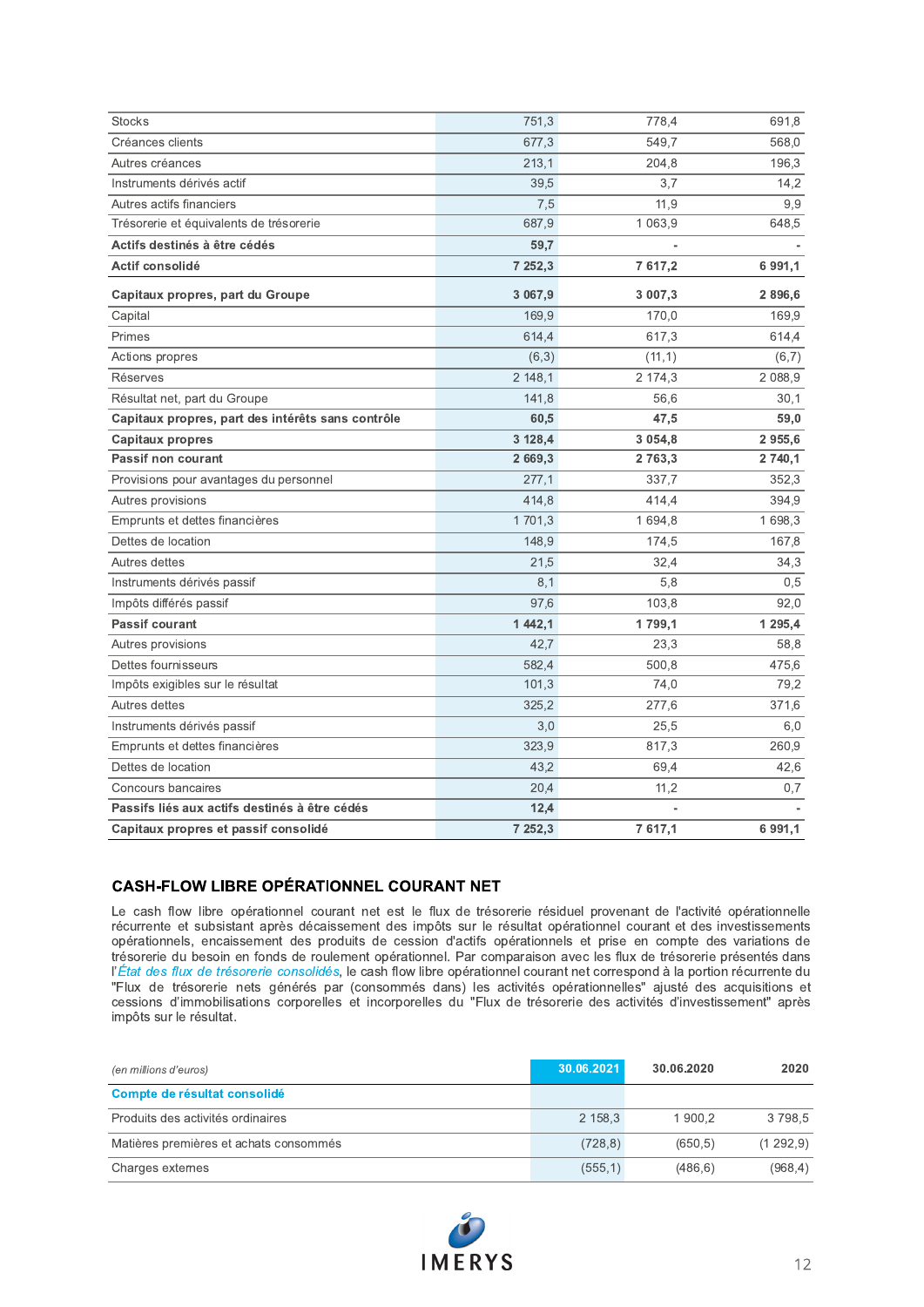| | | | |
|---|---|---|---|
| Stocks | 751,3 | 778,4 | 691,8 |
| Créances clients | 677,3 | 549,7 | 568,0 |
| Autres créances | 213,1 | 204,8 | 196,3 |
| Instruments dérivés actif | 39,5 | 3,7 | 14,2 |
| Autres actifs financiers | 7,5 | 11,9 | 9,9 |
| Trésorerie et équivalents de trésorerie | 687,9 | 1 063,9 | 648,5 |
| **Actifs destinés à être cédés** | **59,7** | **-** | **-** |
| **Actif consolidé** | **7 252,3** | **7 617,2** | **6 991,1** |
| **Capitaux propres, part du Groupe** | **3 067,9** | **3 007,3** | **2 896,6** |
| Capital | 169,9 | 170,0 | 169,9 |
| Primes | 614,4 | 617,3 | 614,4 |
| Actions propres | (6,3) | (11,1) | (6,7) |
| Réserves | 2 148,1 | 2 174,3 | 2 088,9 |
| Résultat net, part du Groupe | 141,8 | 56,6 | 30,1 |
| **Capitaux propres, part des intérêts sans contrôle** | **60,5** | **47,5** | **59,0** |
| **Capitaux propres** | **3 128,4** | **3 054,8** | **2 955,6** |
| **Passif non courant** | **2 669,3** | **2 763,3** | **2 740,1** |
| Provisions pour avantages du personnel | 277,1 | 337,7 | 352,3 |
| Autres provisions | 414,8 | 414,4 | 394,9 |
| Emprunts et dettes financières | 1 701,3 | 1 694,8 | 1 698,3 |
| Dettes de location | 148,9 | 174,5 | 167,8 |
| Autres dettes | 21,5 | 32,4 | 34,3 |
| Instruments dérivés passif | 8,1 | 5,8 | 0,5 |
| Impôts différés passif | 97,6 | 103,8 | 92,0 |
| **Passif courant** | **1 442,1** | **1 799,1** | **1 295,4** |
| Autres provisions | 42,7 | 23,3 | 58,8 |
| Dettes fournisseurs | 582,4 | 500,8 | 475,6 |
| Impôts exigibles sur le résultat | 101,3 | 74,0 | 79,2 |
| Autres dettes | 325,2 | 277,6 | 371,6 |
| Instruments dérivés passif | 3,0 | 25,5 | 6,0 |
| Emprunts et dettes financières | 323,9 | 817,3 | 260,9 |
| Dettes de location | 43,2 | 69,4 | 42,6 |
| Concours bancaires | 20,4 | 11,2 | 0,7 |
| **Passifs liés aux actifs destinés à être cédés** | **12,4** | **-** | **-** |
| **Capitaux propres et passif consolidé** | **7 252,3** | **7 617,1** | **6 991,1** |

## CASH-FLOW LIBRE OPÉRATIONNEL COURANT NET

Le cash flow libre opérationnel courant net est le flux de trésorerie résiduel provenant de l'activité opérationnelle récurrente et subsistant après décaissement des impôts sur le résultat opérationnel courant et des investissements opérationnels, encaissement des produits de cession d'actifs opérationnels et prise en compte des variations de trésorerie du besoin en fonds de roulement opérationnel. Par comparaison avec les flux de trésorerie présentés dans l'*État des flux de trésorerie consolidés*, le cash flow libre opérationnel courant net correspond à la portion récurrente du "Flux de trésorerie nets générés par (consommés dans) les activités opérationnelles" ajusté des acquisitions et cessions d'immobilisations corporelles et incorporelles du "Flux de trésorerie des activités d'investissement" après impôts sur le résultat.

| *(en millions d'euros)* | **30.06.2021** | **30.06.2020** | **2020** |
|---|---|---|---|
| **Compte de résultat consolidé** | | | |
| Produits des activités ordinaires | 2 158,3 | 1 900,2 | 3 798,5 |
| Matières premières et achats consommés | (728,8) | (650,5) | (1 292,9) |
| Charges externes | (555,1) | (486,6) | (968,4) |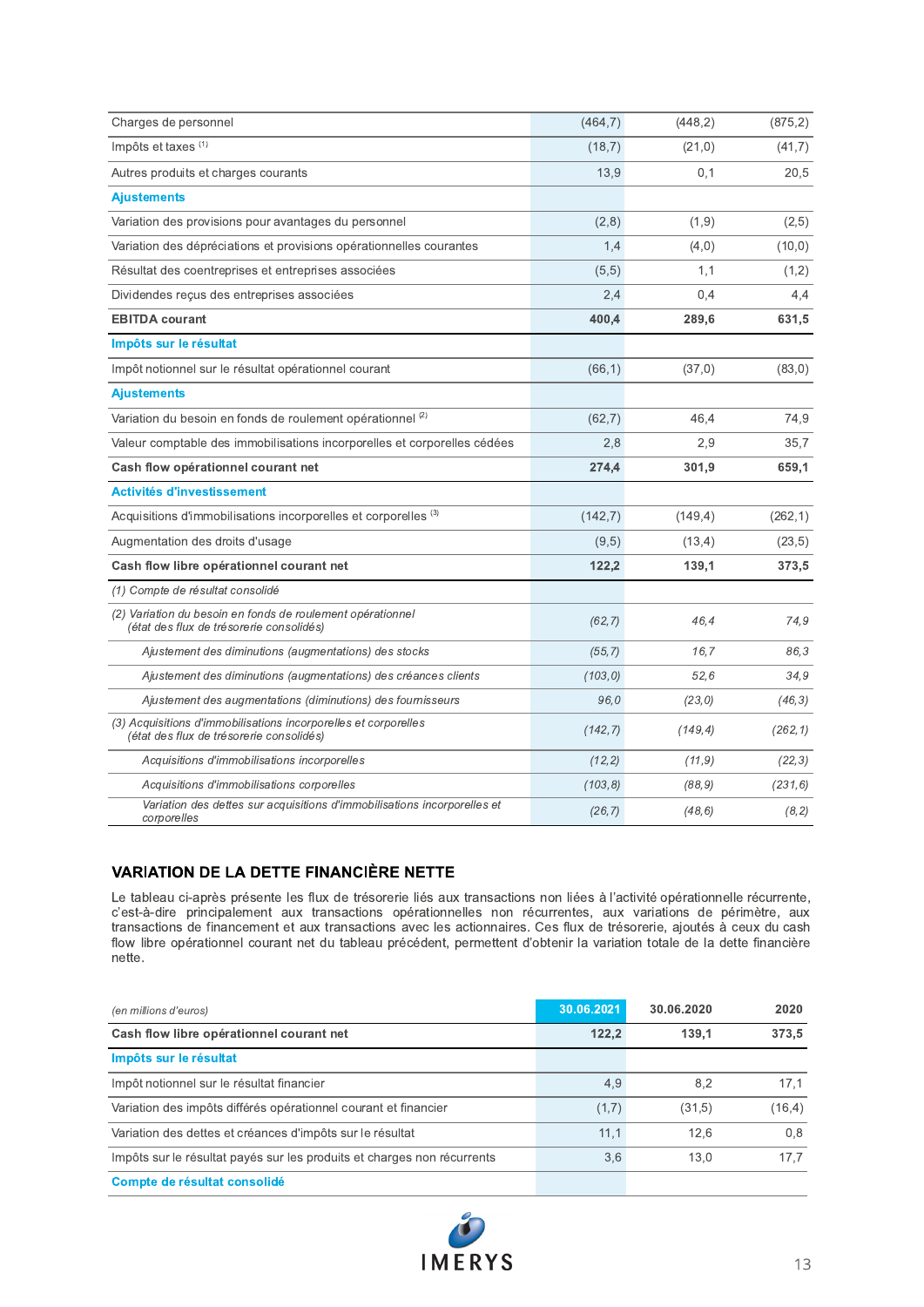| | | | |
|---|---|---|---|
| Charges de personnel | (464,7) | (448,2) | (875,2) |
| Impôts et taxes [1] | (18,7) | (21,0) | (41,7) |
| Autres produits et charges courants | 13,9 | 0,1 | 20,5 |
| **Ajustements** | | | |
| Variation des provisions pour avantages du personnel | (2,8) | (1,9) | (2,5) |
| Variation des dépréciations et provisions opérationnelles courantes | 1,4 | (4,0) | (10,0) |
| Résultat des coentreprises et entreprises associées | (5,5) | 1,1 | (1,2) |
| Dividendes reçus des entreprises associées | 2,4 | 0,4 | 4,4 |
| **EBITDA courant** | **400,4** | **289,6** | **631,5** |
| **Impôts sur le résultat** | | | |
| Impôt notionnel sur le résultat opérationnel courant | (66,1) | (37,0) | (83,0) |
| **Ajustements** | | | |
| Variation du besoin en fonds de roulement opérationnel [2] | (62,7) | 46,4 | 74,9 |
| Valeur comptable des immobilisations incorporelles et corporelles cédées | 2,8 | 2,9 | 35,7 |
| **Cash flow opérationnel courant net** | **274,4** | **301,9** | **659,1** |
| **Activités d'investissement** | | | |
| Acquisitions d'immobilisations incorporelles et corporelles [3] | (142,7) | (149,4) | (262,1) |
| Augmentation des droits d'usage | (9,5) | (13,4) | (23,5) |
| **Cash flow libre opérationnel courant net** | **122,2** | **139,1** | **373,5** |
| *(1) Compte de résultat consolidé* | | | |
| *(2) Variation du besoin en fonds de roulement opérationnel (état des flux de trésorerie consolidés)* | *(62,7)* | *46,4* | *74,9* |
| *Ajustement des diminutions (augmentations) des stocks* | *(55,7)* | *16,7* | *86,3* |
| *Ajustement des diminutions (augmentations) des créances clients* | *(103,0)* | *52,6* | *34,9* |
| *Ajustement des augmentations (diminutions) des fournisseurs* | *96,0* | *(23,0)* | *(46,3)* |
| *(3) Acquisitions d'immobilisations incorporelles et corporelles (état des flux de trésorerie consolidés)* | *(142,7)* | *(149,4)* | *(262,1)* |
| *Acquisitions d'immobilisations incorporelles* | *(12,2)* | *(11,9)* | *(22,3)* |
| *Acquisitions d'immobilisations corporelles* | *(103,8)* | *(88,9)* | *(231,6)* |
| *Variation des dettes sur acquisitions d'immobilisations incorporelles et corporelles* | *(26,7)* | *(48,6)* | *(8,2)* |

## VARIATION DE LA DETTE FINANCIÈRE NETTE

Le tableau ci-après présente les flux de trésorerie liés aux transactions non liées à l'activité opérationnelle récurrente, c'est-à-dire principalement aux transactions opérationnelles non récurrentes, aux variations de périmètre, aux transactions de financement et aux transactions avec les actionnaires. Ces flux de trésorerie, ajoutés à ceux du cash flow libre opérationnel courant net du tableau précédent, permettent d'obtenir la variation totale de la dette financière nette.

| *(en millions d'euros)* | 30.06.2021 | 30.06.2020 | 2020 |
|---|---|---|---|
| **Cash flow libre opérationnel courant net** | **122,2** | **139,1** | **373,5** |
| **Impôts sur le résultat** | | | |
| Impôt notionnel sur le résultat financier | 4,9 | 8,2 | 17,1 |
| Variation des impôts différés opérationnel courant et financier | (1,7) | (31,5) | (16,4) |
| Variation des dettes et créances d'impôts sur le résultat | 11,1 | 12,6 | 0,8 |
| Impôts sur le résultat payés sur les produits et charges non récurrents | 3,6 | 13,0 | 17,7 |
| **Compte de résultat consolidé** | | | |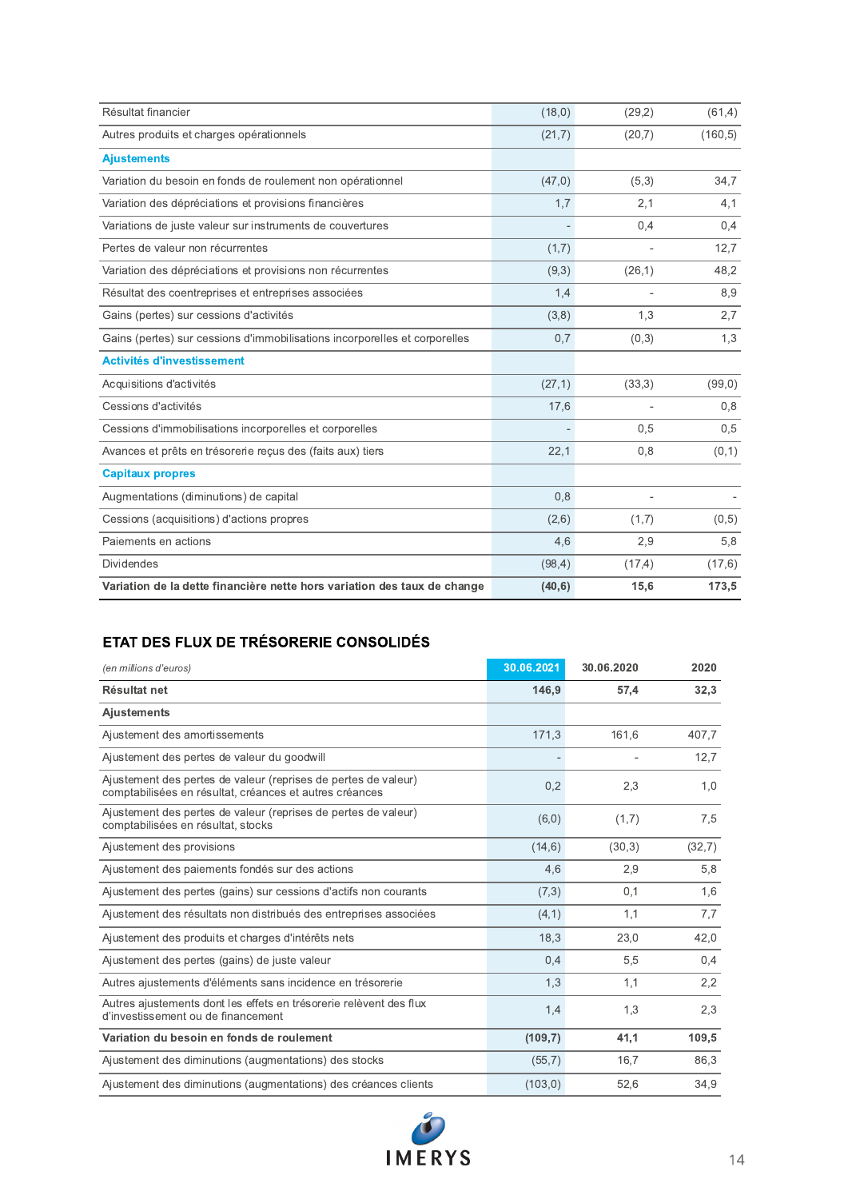| | | | |
|---|---|---|---|
| Résultat financier | (18,0) | (29,2) | (61,4) |
| Autres produits et charges opérationnels | (21,7) | (20,7) | (160,5) |
| **Ajustements** | | | |
| Variation du besoin en fonds de roulement non opérationnel | (47,0) | (5,3) | 34,7 |
| Variation des dépréciations et provisions financières | 1,7 | 2,1 | 4,1 |
| Variations de juste valeur sur instruments de couvertures | - | 0,4 | 0,4 |
| Pertes de valeur non récurrentes | (1,7) | - | 12,7 |
| Variation des dépréciations et provisions non récurrentes | (9,3) | (26,1) | 48,2 |
| Résultat des coentreprises et entreprises associées | 1,4 | - | 8,9 |
| Gains (pertes) sur cessions d'activités | (3,8) | 1,3 | 2,7 |
| Gains (pertes) sur cessions d'immobilisations incorporelles et corporelles | 0,7 | (0,3) | 1,3 |
| **Activités d'investissement** | | | |
| Acquisitions d'activités | (27,1) | (33,3) | (99,0) |
| Cessions d'activités | 17,6 | - | 0,8 |
| Cessions d'immobilisations incorporelles et corporelles | - | 0,5 | 0,5 |
| Avances et prêts en trésorerie reçus des (faits aux) tiers | 22,1 | 0,8 | (0,1) |
| **Capitaux propres** | | | |
| Augmentations (diminutions) de capital | 0,8 | - | - |
| Cessions (acquisitions) d'actions propres | (2,6) | (1,7) | (0,5) |
| Paiements en actions | 4,6 | 2,9 | 5,8 |
| Dividendes | (98,4) | (17,4) | (17,6) |
| **Variation de la dette financière nette hors variation des taux de change** | **(40,6)** | **15,6** | **173,5** |

## ETAT DES FLUX DE TRÉSORERIE CONSOLIDÉS

| *(en millions d'euros)* | 30.06.2021 | 30.06.2020 | 2020 |
|---|---|---|---|
| **Résultat net** | **146,9** | **57,4** | **32,3** |
| **Ajustements** | | | |
| Ajustement des amortissements | 171,3 | 161,6 | 407,7 |
| Ajustement des pertes de valeur du goodwill | - | - | 12,7 |
| Ajustement des pertes de valeur (reprises de pertes de valeur) comptabilisées en résultat, créances et autres créances | 0,2 | 2,3 | 1,0 |
| Ajustement des pertes de valeur (reprises de pertes de valeur) comptabilisées en résultat, stocks | (6,0) | (1,7) | 7,5 |
| Ajustement des provisions | (14,6) | (30,3) | (32,7) |
| Ajustement des paiements fondés sur des actions | 4,6 | 2,9 | 5,8 |
| Ajustement des pertes (gains) sur cessions d'actifs non courants | (7,3) | 0,1 | 1,6 |
| Ajustement des résultats non distribués des entreprises associées | (4,1) | 1,1 | 7,7 |
| Ajustement des produits et charges d'intérêts nets | 18,3 | 23,0 | 42,0 |
| Ajustement des pertes (gains) de juste valeur | 0,4 | 5,5 | 0,4 |
| Autres ajustements d'éléments sans incidence en trésorerie | 1,3 | 1,1 | 2,2 |
| Autres ajustements dont les effets en trésorerie relèvent des flux d'investissement ou de financement | 1,4 | 1,3 | 2,3 |
| **Variation du besoin en fonds de roulement** | **(109,7)** | **41,1** | **109,5** |
| Ajustement des diminutions (augmentations) des stocks | (55,7) | 16,7 | 86,3 |
| Ajustement des diminutions (augmentations) des créances clients | (103,0) | 52,6 | 34,9 |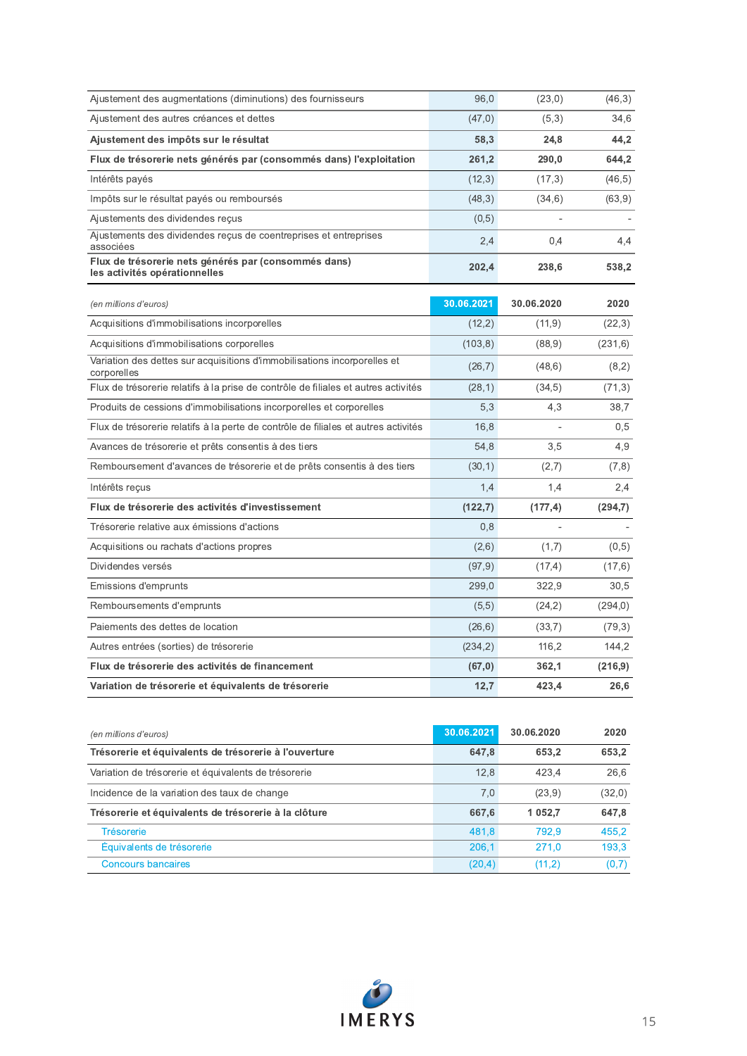| | | | |
|---|---|---|---|
| Ajustement des augmentations (diminutions) des fournisseurs | 96,0 | (23,0) | (46,3) |
| Ajustement des autres créances et dettes | (47,0) | (5,3) | 34,6 |
| **Ajustement des impôts sur le résultat** | **58,3** | **24,8** | **44,2** |
| **Flux de trésorerie nets générés par (consommés dans) l'exploitation** | **261,2** | **290,0** | **644,2** |
| Intérêts payés | (12,3) | (17,3) | (46,5) |
| Impôts sur le résultat payés ou remboursés | (48,3) | (34,6) | (63,9) |
| Ajustements des dividendes reçus | (0,5) | - | - |
| Ajustements des dividendes reçus de coentreprises et entreprises associées | 2,4 | 0,4 | 4,4 |
| **Flux de trésorerie nets générés par (consommés dans) les activités opérationnelles** | **202,4** | **238,6** | **538,2** |

| *(en millions d'euros)* | **30.06.2021** | **30.06.2020** | **2020** |
|---|---|---|---|
| Acquisitions d'immobilisations incorporelles | (12,2) | (11,9) | (22,3) |
| Acquisitions d'immobilisations corporelles | (103,8) | (88,9) | (231,6) |
| Variation des dettes sur acquisitions d'immobilisations incorporelles et corporelles | (26,7) | (48,6) | (8,2) |
| Flux de trésorerie relatifs à la prise de contrôle de filiales et autres activités | (28,1) | (34,5) | (71,3) |
| Produits de cessions d'immobilisations incorporelles et corporelles | 5,3 | 4,3 | 38,7 |
| Flux de trésorerie relatifs à la perte de contrôle de filiales et autres activités | 16,8 | - | 0,5 |
| Avances de trésorerie et prêts consentis à des tiers | 54,8 | 3,5 | 4,9 |
| Remboursement d'avances de trésorerie et de prêts consentis à des tiers | (30,1) | (2,7) | (7,8) |
| Intérêts reçus | 1,4 | 1,4 | 2,4 |
| **Flux de trésorerie des activités d'investissement** | **(122,7)** | **(177,4)** | **(294,7)** |
| Trésorerie relative aux émissions d'actions | 0,8 | - | - |
| Acquisitions ou rachats d'actions propres | (2,6) | (1,7) | (0,5) |
| Dividendes versés | (97,9) | (17,4) | (17,6) |
| Emissions d'emprunts | 299,0 | 322,9 | 30,5 |
| Remboursements d'emprunts | (5,5) | (24,2) | (294,0) |
| Paiements des dettes de location | (26,6) | (33,7) | (79,3) |
| Autres entrées (sorties) de trésorerie | (234,2) | 116,2 | 144,2 |
| **Flux de trésorerie des activités de financement** | **(67,0)** | **362,1** | **(216,9)** |
| **Variation de trésorerie et équivalents de trésorerie** | **12,7** | **423,4** | **26,6** |

| *(en millions d'euros)* | **30.06.2021** | **30.06.2020** | **2020** |
|---|---|---|---|
| **Trésorerie et équivalents de trésorerie à l'ouverture** | **647,8** | **653,2** | **653,2** |
| Variation de trésorerie et équivalents de trésorerie | 12,8 | 423,4 | 26,6 |
| Incidence de la variation des taux de change | 7,0 | (23,9) | (32,0) |
| **Trésorerie et équivalents de trésorerie à la clôture** | **667,6** | **1 052,7** | **647,8** |
| Trésorerie | 481,8 | 792,9 | 455,2 |
| Équivalents de trésorerie | 206,1 | 271,0 | 193,3 |
| Concours bancaires | (20,4) | (11,2) | (0,7) |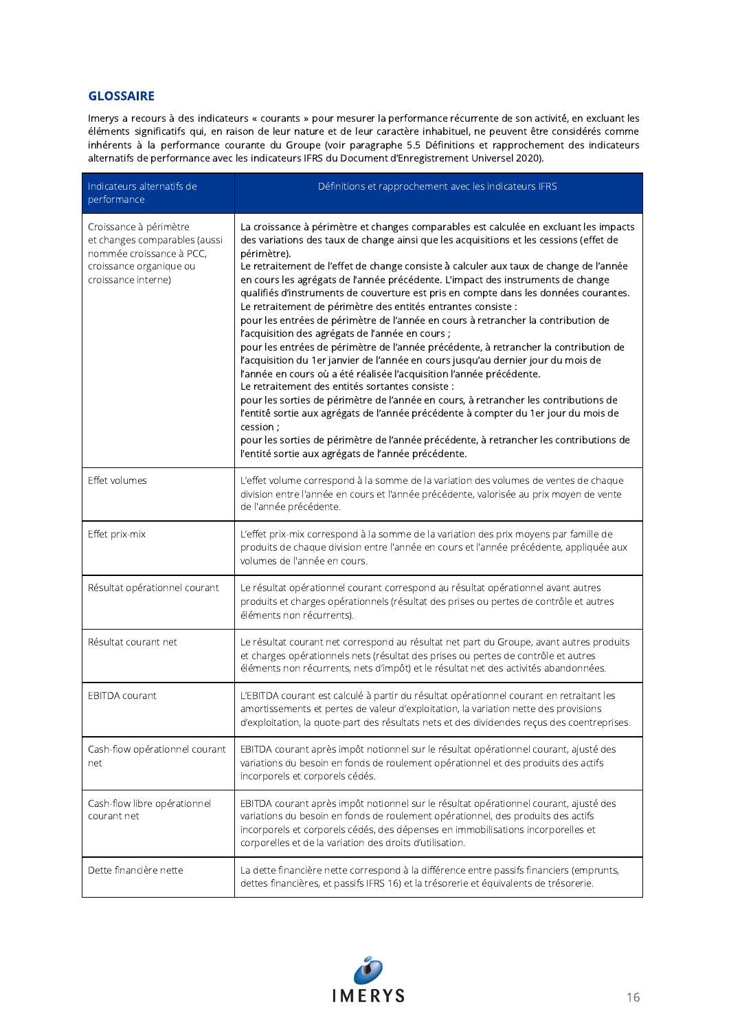## GLOSSAIRE

Imerys a recours à des indicateurs « courants » pour mesurer la performance récurrente de son activité, en excluant les éléments significatifs qui, en raison de leur nature et de leur caractère inhabituel, ne peuvent être considérés comme inhérents à la performance courante du Groupe (voir paragraphe 5.5 Définitions et rapprochement des indicateurs alternatifs de performance avec les indicateurs IFRS du Document d'Enregistrement Universel 2020).

| Indicateurs alternatifs de performance | Définitions et rapprochement avec les indicateurs IFRS |
|---|---|
| Croissance à périmètre et changes comparables (aussi nommée croissance à PCC, croissance organique ou croissance interne) | La croissance à périmètre et changes comparables est calculée en excluant les impacts des variations des taux de change ainsi que les acquisitions et les cessions (effet de périmètre).<br>Le retraitement de l'effet de change consiste à calculer aux taux de change de l'année en cours les agrégats de l'année précédente. L'impact des instruments de change qualifiés d'instruments de couverture est pris en compte dans les données courantes.<br>Le retraitement de périmètre des entités entrantes consiste :<br>pour les entrées de périmètre de l'année en cours à retrancher la contribution de l'acquisition des agrégats de l'année en cours ;<br>pour les entrées de périmètre de l'année précédente, à retrancher la contribution de l'acquisition du 1er janvier de l'année en cours jusqu'au dernier jour du mois de l'année en cours où a été réalisée l'acquisition l'année précédente.<br>Le retraitement des entités sortantes consiste :<br>pour les sorties de périmètre de l'année en cours, à retrancher les contributions de l'entité sortie aux agrégats de l'année précédente à compter du 1er jour du mois de cession ;<br>pour les sorties de périmètre de l'année précédente, à retrancher les contributions de l'entité sortie aux agrégats de l'année précédente. |
| Effet volumes | L'effet volume correspond à la somme de la variation des volumes de ventes de chaque division entre l'année en cours et l'année précédente, valorisée au prix moyen de vente de l'année précédente. |
| Effet prix-mix | L'effet prix-mix correspond à la somme de la variation des prix moyens par famille de produits de chaque division entre l'année en cours et l'année précédente, appliquée aux volumes de l'année en cours. |
| Résultat opérationnel courant | Le résultat opérationnel courant correspond au résultat opérationnel avant autres produits et charges opérationnels (résultat des prises ou pertes de contrôle et autres éléments non récurrents). |
| Résultat courant net | Le résultat courant net correspond au résultat net part du Groupe, avant autres produits et charges opérationnels nets (résultat des prises ou pertes de contrôle et autres éléments non récurrents, nets d'impôt) et le résultat net des activités abandonnées. |
| EBITDA courant | L'EBITDA courant est calculé à partir du résultat opérationnel courant en retraitant les amortissements et pertes de valeur d'exploitation, la variation nette des provisions d'exploitation, la quote-part des résultats nets et des dividendes reçus des coentreprises. |
| Cash-flow opérationnel courant net | EBITDA courant après impôt notionnel sur le résultat opérationnel courant, ajusté des variations du besoin en fonds de roulement opérationnel et des produits des actifs incorporels et corporels cédés. |
| Cash-flow libre opérationnel courant net | EBITDA courant après impôt notionnel sur le résultat opérationnel courant, ajusté des variations du besoin en fonds de roulement opérationnel, des produits des actifs incorporels et corporels cédés, des dépenses en immobilisations incorporelles et corporelles et de la variation des droits d'utilisation. |
| Dette financière nette | La dette financière nette correspond à la différence entre passifs financiers (emprunts, dettes financières, et passifs IFRS 16) et la trésorerie et équivalents de trésorerie. |